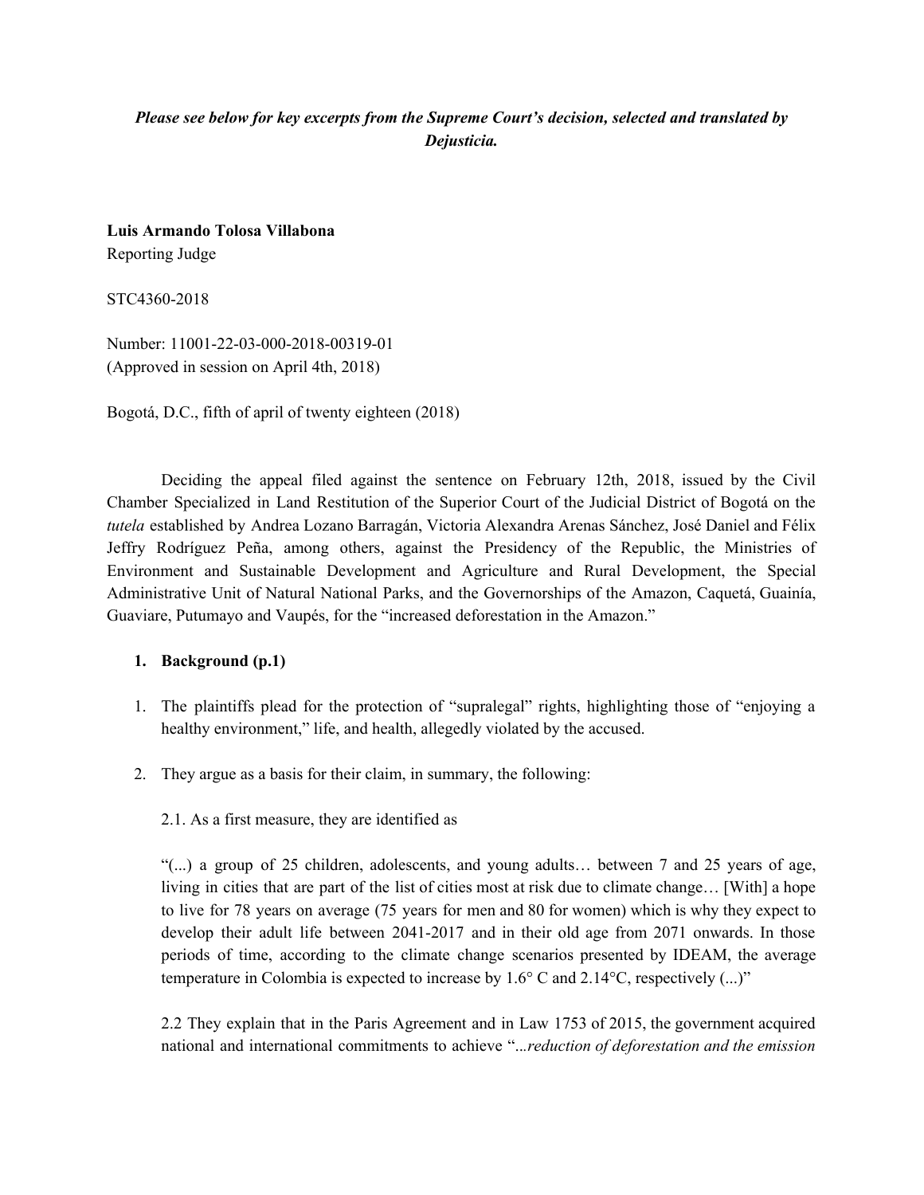***Please see below for key excerpts from the Supreme Court's decision, selected and translated by Dejusticia.***

**Luis Armando Tolosa Villabona**
Reporting Judge

STC4360-2018

Number: 11001-22-03-000-2018-00319-01
(Approved in session on April 4th, 2018)

Bogotá, D.C., fifth of april of twenty eighteen (2018)

Deciding the appeal filed against the sentence on February 12th, 2018, issued by the Civil Chamber Specialized in Land Restitution of the Superior Court of the Judicial District of Bogotá on the *tutela* established by Andrea Lozano Barragán, Victoria Alexandra Arenas Sánchez, José Daniel and Félix Jeffry Rodríguez Peña, among others, against the Presidency of the Republic, the Ministries of Environment and Sustainable Development and Agriculture and Rural Development, the Special Administrative Unit of Natural National Parks, and the Governorships of the Amazon, Caquetá, Guainía, Guaviare, Putumayo and Vaupés, for the "increased deforestation in the Amazon."

1. **Background (p.1)**

1. The plaintiffs plead for the protection of "supralegal" rights, highlighting those of "enjoying a healthy environment," life, and health, allegedly violated by the accused.

2. They argue as a basis for their claim, in summary, the following:

   2.1. As a first measure, they are identified as

   "(...) a group of 25 children, adolescents, and young adults… between 7 and 25 years of age, living in cities that are part of the list of cities most at risk due to climate change… [With] a hope to live for 78 years on average (75 years for men and 80 for women) which is why they expect to develop their adult life between 2041-2017 and in their old age from 2071 onwards. In those periods of time, according to the climate change scenarios presented by IDEAM, the average temperature in Colombia is expected to increase by 1.6° C and 2.14°C, respectively (...)"

   2.2 They explain that in the Paris Agreement and in Law 1753 of 2015, the government acquired national and international commitments to achieve "*...reduction of deforestation and the emission*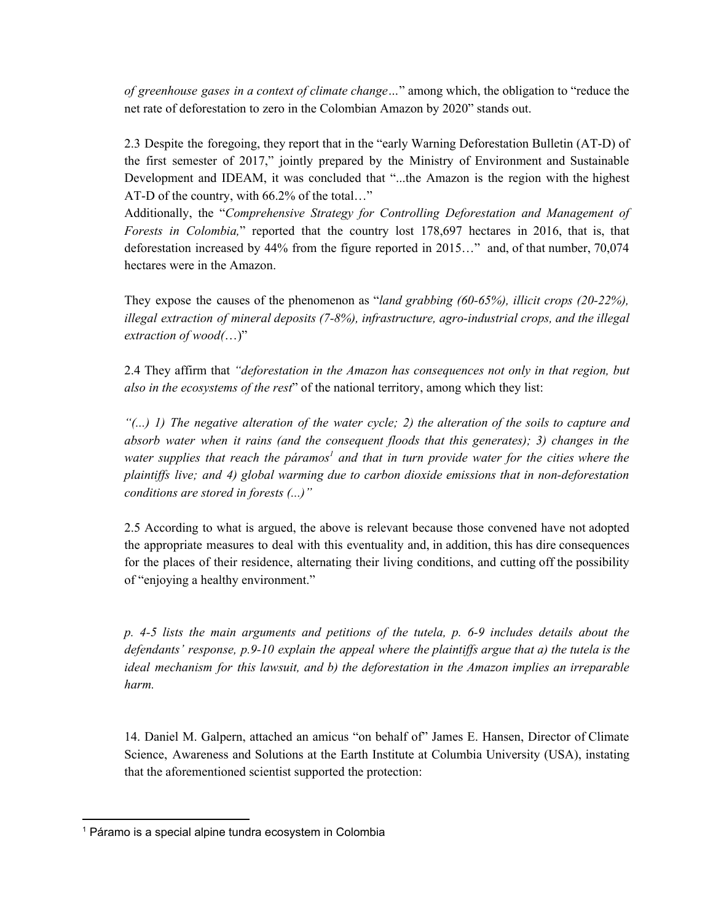*of greenhouse gases in a context of climate change…*" among which, the obligation to "reduce the net rate of deforestation to zero in the Colombian Amazon by 2020" stands out.

2.3 Despite the foregoing, they report that in the "early Warning Deforestation Bulletin (AT-D) of the first semester of 2017," jointly prepared by the Ministry of Environment and Sustainable Development and IDEAM, it was concluded that "...the Amazon is the region with the highest AT-D of the country, with 66.2% of the total…"
Additionally, the "*Comprehensive Strategy for Controlling Deforestation and Management of Forests in Colombia,*" reported that the country lost 178,697 hectares in 2016, that is, that deforestation increased by 44% from the figure reported in 2015…" and, of that number, 70,074 hectares were in the Amazon.

They expose the causes of the phenomenon as "*land grabbing (60-65%), illicit crops (20-22%), illegal extraction of mineral deposits (7-8%), infrastructure, agro-industrial crops, and the illegal extraction of wood(*…)"

2.4 They affirm that *"deforestation in the Amazon has consequences not only in that region, but also in the ecosystems of the rest*" of the national territory, among which they list:

*"(...) 1) The negative alteration of the water cycle; 2) the alteration of the soils to capture and absorb water when it rains (and the consequent floods that this generates); 3) changes in the water supplies that reach the páramos*[1] *and that in turn provide water for the cities where the plaintiffs live; and 4) global warming due to carbon dioxide emissions that in non-deforestation conditions are stored in forests (...)"*

2.5 According to what is argued, the above is relevant because those convened have not adopted the appropriate measures to deal with this eventuality and, in addition, this has dire consequences for the places of their residence, alternating their living conditions, and cutting off the possibility of "enjoying a healthy environment."

*p. 4-5 lists the main arguments and petitions of the tutela, p. 6-9 includes details about the defendants' response, p.9-10 explain the appeal where the plaintiffs argue that a) the tutela is the ideal mechanism for this lawsuit, and b) the deforestation in the Amazon implies an irreparable harm.*

14. Daniel M. Galpern, attached an amicus "on behalf of" James E. Hansen, Director of Climate Science, Awareness and Solutions at the Earth Institute at Columbia University (USA), instating that the aforementioned scientist supported the protection:

---

[1] Páramo is a special alpine tundra ecosystem in Colombia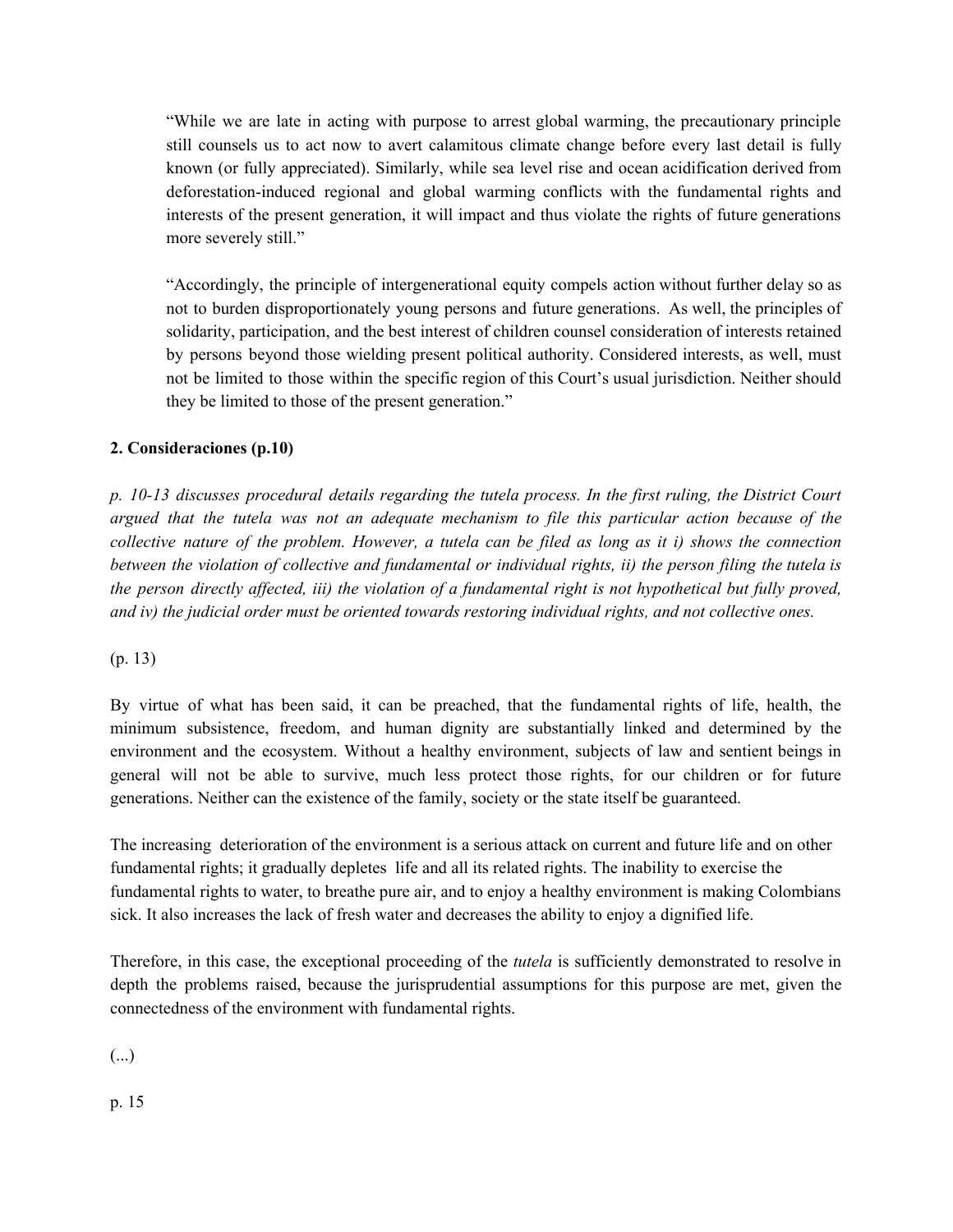> "While we are late in acting with purpose to arrest global warming, the precautionary principle still counsels us to act now to avert calamitous climate change before every last detail is fully known (or fully appreciated). Similarly, while sea level rise and ocean acidification derived from deforestation-induced regional and global warming conflicts with the fundamental rights and interests of the present generation, it will impact and thus violate the rights of future generations more severely still."
>
> "Accordingly, the principle of intergenerational equity compels action without further delay so as not to burden disproportionately young persons and future generations. As well, the principles of solidarity, participation, and the best interest of children counsel consideration of interests retained by persons beyond those wielding present political authority. Considered interests, as well, must not be limited to those within the specific region of this Court's usual jurisdiction. Neither should they be limited to those of the present generation."

**2. Consideraciones (p.10)**

*p. 10-13 discusses procedural details regarding the tutela process. In the first ruling, the District Court argued that the tutela was not an adequate mechanism to file this particular action because of the collective nature of the problem. However, a tutela can be filed as long as it i) shows the connection between the violation of collective and fundamental or individual rights, ii) the person filing the tutela is the person directly affected, iii) the violation of a fundamental right is not hypothetical but fully proved, and iv) the judicial order must be oriented towards restoring individual rights, and not collective ones.*

(p. 13)

By virtue of what has been said, it can be preached, that the fundamental rights of life, health, the minimum subsistence, freedom, and human dignity are substantially linked and determined by the environment and the ecosystem. Without a healthy environment, subjects of law and sentient beings in general will not be able to survive, much less protect those rights, for our children or for future generations. Neither can the existence of the family, society or the state itself be guaranteed.

The increasing deterioration of the environment is a serious attack on current and future life and on other fundamental rights; it gradually depletes life and all its related rights. The inability to exercise the fundamental rights to water, to breathe pure air, and to enjoy a healthy environment is making Colombians sick. It also increases the lack of fresh water and decreases the ability to enjoy a dignified life.

Therefore, in this case, the exceptional proceeding of the *tutela* is sufficiently demonstrated to resolve in depth the problems raised, because the jurisprudential assumptions for this purpose are met, given the connectedness of the environment with fundamental rights.

(...)

p. 15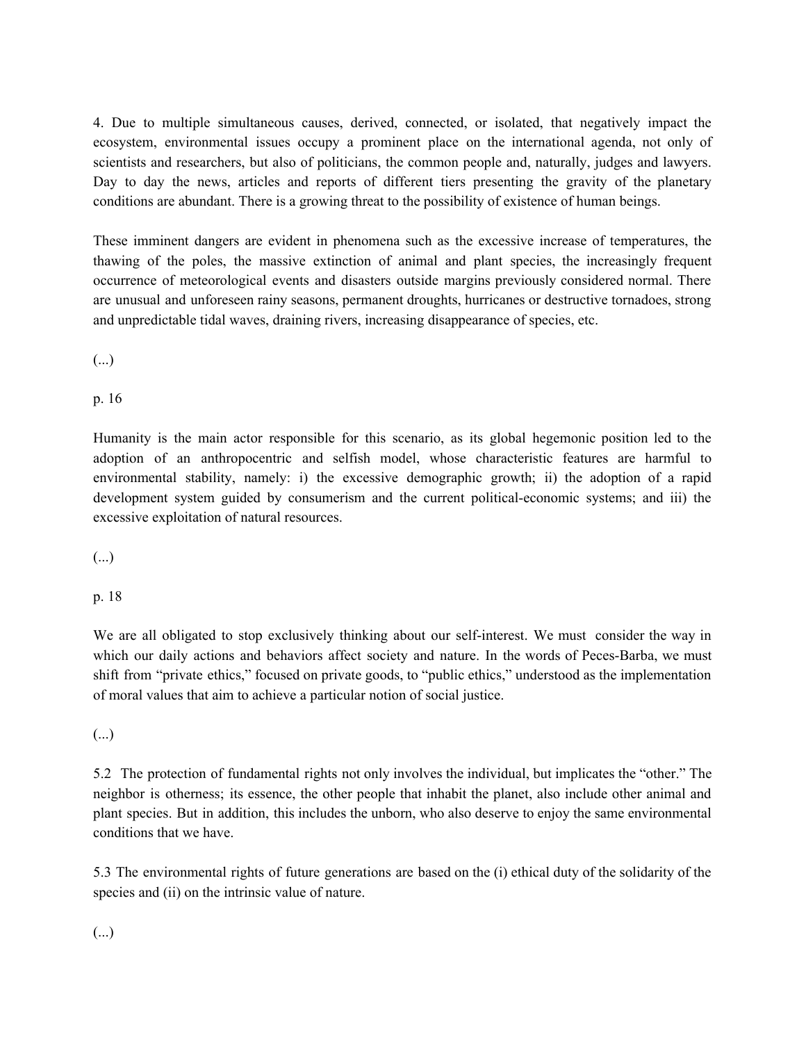4. Due to multiple simultaneous causes, derived, connected, or isolated, that negatively impact the ecosystem, environmental issues occupy a prominent place on the international agenda, not only of scientists and researchers, but also of politicians, the common people and, naturally, judges and lawyers. Day to day the news, articles and reports of different tiers presenting the gravity of the planetary conditions are abundant. There is a growing threat to the possibility of existence of human beings.

These imminent dangers are evident in phenomena such as the excessive increase of temperatures, the thawing of the poles, the massive extinction of animal and plant species, the increasingly frequent occurrence of meteorological events and disasters outside margins previously considered normal. There are unusual and unforeseen rainy seasons, permanent droughts, hurricanes or destructive tornadoes, strong and unpredictable tidal waves, draining rivers, increasing disappearance of species, etc.

(...)

p. 16

Humanity is the main actor responsible for this scenario, as its global hegemonic position led to the adoption of an anthropocentric and selfish model, whose characteristic features are harmful to environmental stability, namely: i) the excessive demographic growth; ii) the adoption of a rapid development system guided by consumerism and the current political-economic systems; and iii) the excessive exploitation of natural resources.

(...)

p. 18

We are all obligated to stop exclusively thinking about our self-interest. We must consider the way in which our daily actions and behaviors affect society and nature. In the words of Peces-Barba, we must shift from "private ethics," focused on private goods, to "public ethics," understood as the implementation of moral values that aim to achieve a particular notion of social justice.

(...)

5.2 The protection of fundamental rights not only involves the individual, but implicates the "other." The neighbor is otherness; its essence, the other people that inhabit the planet, also include other animal and plant species. But in addition, this includes the unborn, who also deserve to enjoy the same environmental conditions that we have.

5.3 The environmental rights of future generations are based on the (i) ethical duty of the solidarity of the species and (ii) on the intrinsic value of nature.

(...)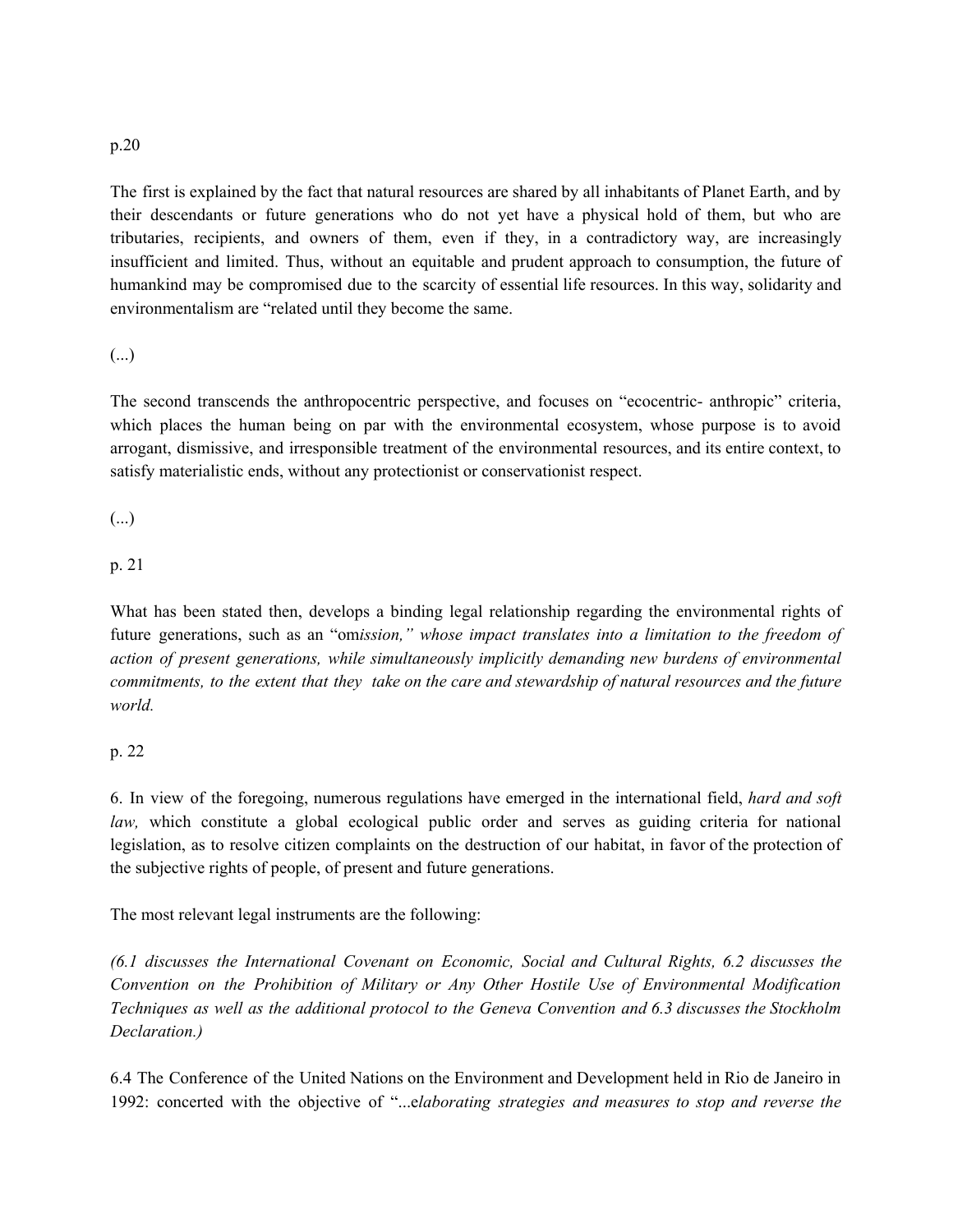p.20

The first is explained by the fact that natural resources are shared by all inhabitants of Planet Earth, and by their descendants or future generations who do not yet have a physical hold of them, but who are tributaries, recipients, and owners of them, even if they, in a contradictory way, are increasingly insufficient and limited. Thus, without an equitable and prudent approach to consumption, the future of humankind may be compromised due to the scarcity of essential life resources. In this way, solidarity and environmentalism are "related until they become the same.

(...)

The second transcends the anthropocentric perspective, and focuses on "ecocentric- anthropic" criteria, which places the human being on par with the environmental ecosystem, whose purpose is to avoid arrogant, dismissive, and irresponsible treatment of the environmental resources, and its entire context, to satisfy materialistic ends, without any protectionist or conservationist respect.

(...)

p. 21

What has been stated then, develops a binding legal relationship regarding the environmental rights of future generations, such as an "om*ission," whose impact translates into a limitation to the freedom of action of present generations, while simultaneously implicitly demanding new burdens of environmental commitments, to the extent that they take on the care and stewardship of natural resources and the future world.*

p. 22

6. In view of the foregoing, numerous regulations have emerged in the international field, *hard and soft law,* which constitute a global ecological public order and serves as guiding criteria for national legislation, as to resolve citizen complaints on the destruction of our habitat, in favor of the protection of the subjective rights of people, of present and future generations.

The most relevant legal instruments are the following:

*(6.1 discusses the International Covenant on Economic, Social and Cultural Rights, 6.2 discusses the Convention on the Prohibition of Military or Any Other Hostile Use of Environmental Modification Techniques as well as the additional protocol to the Geneva Convention and 6.3 discusses the Stockholm Declaration.)*

6.4 The Conference of the United Nations on the Environment and Development held in Rio de Janeiro in 1992: concerted with the objective of "...e*laborating strategies and measures to stop and reverse the*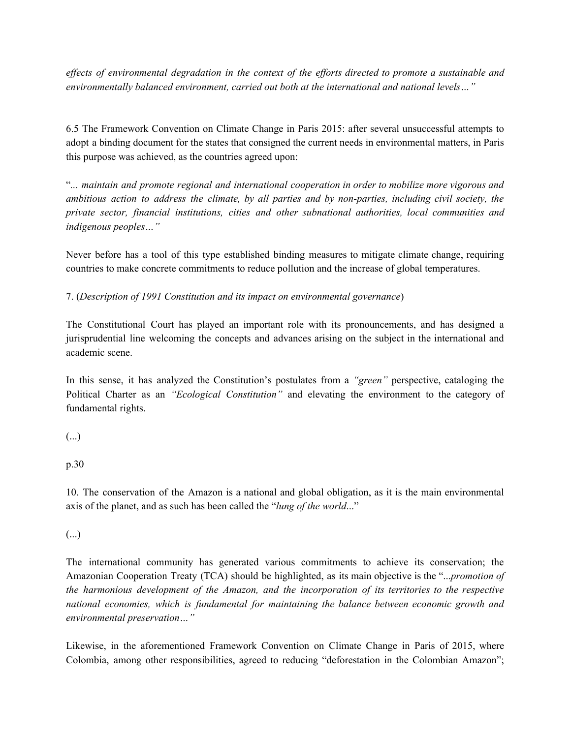*effects of environmental degradation in the context of the efforts directed to promote a sustainable and environmentally balanced environment, carried out both at the international and national levels…"*

6.5 The Framework Convention on Climate Change in Paris 2015: after several unsuccessful attempts to adopt a binding document for the states that consigned the current needs in environmental matters, in Paris this purpose was achieved, as the countries agreed upon:

"*... maintain and promote regional and international cooperation in order to mobilize more vigorous and ambitious action to address the climate, by all parties and by non-parties, including civil society, the private sector, financial institutions, cities and other subnational authorities, local communities and indigenous peoples…"*

Never before has a tool of this type established binding measures to mitigate climate change, requiring countries to make concrete commitments to reduce pollution and the increase of global temperatures.

7. (*Description of 1991 Constitution and its impact on environmental governance*)

The Constitutional Court has played an important role with its pronouncements, and has designed a jurisprudential line welcoming the concepts and advances arising on the subject in the international and academic scene.

In this sense, it has analyzed the Constitution's postulates from a *"green"* perspective, cataloging the Political Charter as an *"Ecological Constitution"* and elevating the environment to the category of fundamental rights.

(...)

p.30

10. The conservation of the Amazon is a national and global obligation, as it is the main environmental axis of the planet, and as such has been called the "*lung of the world*..."

(...)

The international community has generated various commitments to achieve its conservation; the Amazonian Cooperation Treaty (TCA) should be highlighted, as its main objective is the "...*promotion of the harmonious development of the Amazon, and the incorporation of its territories to the respective national economies, which is fundamental for maintaining the balance between economic growth and environmental preservation…"*

Likewise, in the aforementioned Framework Convention on Climate Change in Paris of 2015, where Colombia, among other responsibilities, agreed to reducing "deforestation in the Colombian Amazon";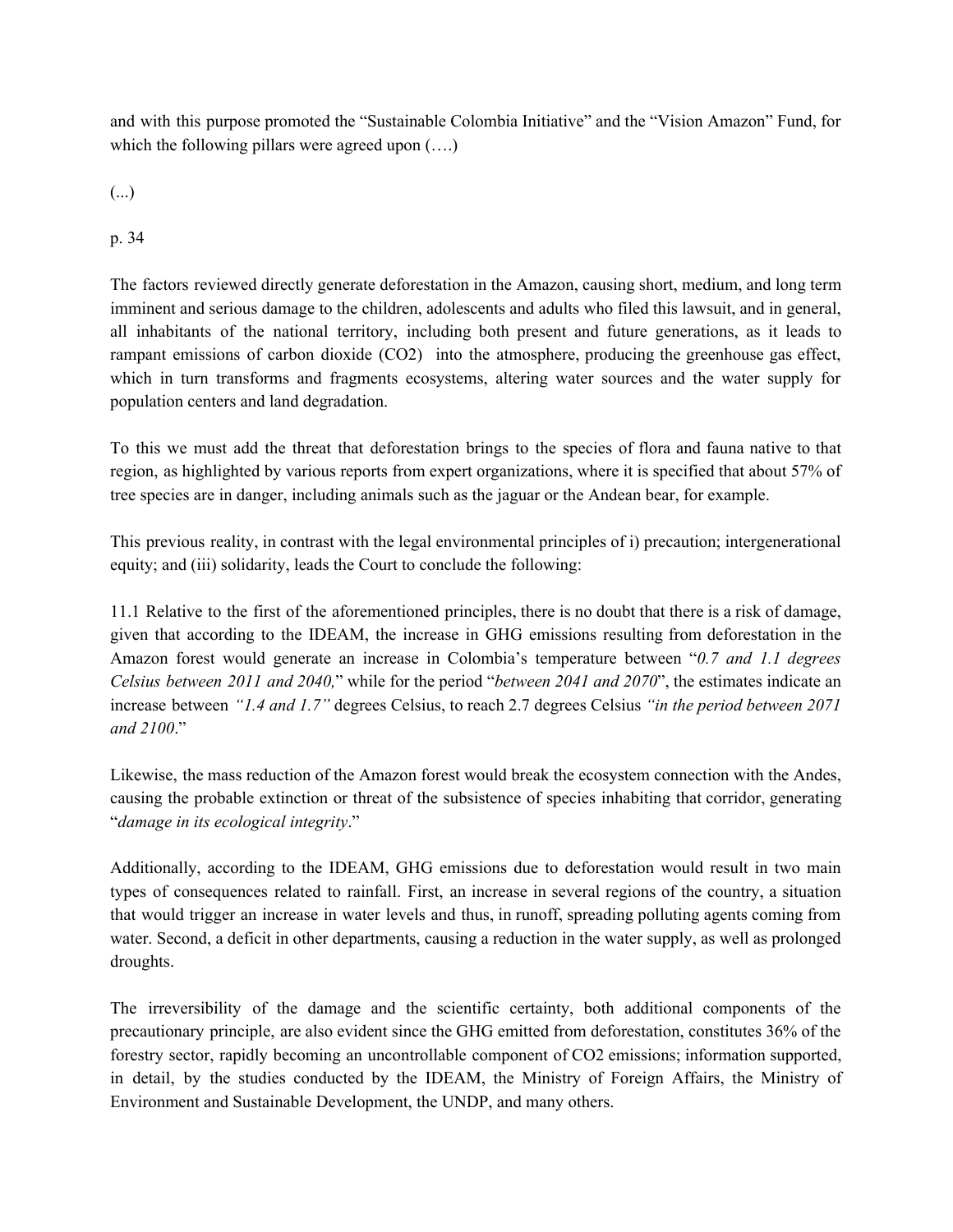and with this purpose promoted the "Sustainable Colombia Initiative" and the "Vision Amazon" Fund, for which the following pillars were agreed upon (….)

(...)

p. 34

The factors reviewed directly generate deforestation in the Amazon, causing short, medium, and long term imminent and serious damage to the children, adolescents and adults who filed this lawsuit, and in general, all inhabitants of the national territory, including both present and future generations, as it leads to rampant emissions of carbon dioxide ($CO_2$) into the atmosphere, producing the greenhouse gas effect, which in turn transforms and fragments ecosystems, altering water sources and the water supply for population centers and land degradation.

To this we must add the threat that deforestation brings to the species of flora and fauna native to that region, as highlighted by various reports from expert organizations, where it is specified that about 57% of tree species are in danger, including animals such as the jaguar or the Andean bear, for example.

This previous reality, in contrast with the legal environmental principles of i) precaution; intergenerational equity; and (iii) solidarity, leads the Court to conclude the following:

11.1 Relative to the first of the aforementioned principles, there is no doubt that there is a risk of damage, given that according to the IDEAM, the increase in GHG emissions resulting from deforestation in the Amazon forest would generate an increase in Colombia's temperature between "*0.7 and 1.1 degrees Celsius between 2011 and 2040,*" while for the period "*between 2041 and 2070*", the estimates indicate an increase between *"1.4 and 1.7"* degrees Celsius, to reach 2.7 degrees Celsius *"in the period between 2071 and 2100*."

Likewise, the mass reduction of the Amazon forest would break the ecosystem connection with the Andes, causing the probable extinction or threat of the subsistence of species inhabiting that corridor, generating "*damage in its ecological integrity*."

Additionally, according to the IDEAM, GHG emissions due to deforestation would result in two main types of consequences related to rainfall. First, an increase in several regions of the country, a situation that would trigger an increase in water levels and thus, in runoff, spreading polluting agents coming from water. Second, a deficit in other departments, causing a reduction in the water supply, as well as prolonged droughts.

The irreversibility of the damage and the scientific certainty, both additional components of the precautionary principle, are also evident since the GHG emitted from deforestation, constitutes 36% of the forestry sector, rapidly becoming an uncontrollable component of $CO_2$ emissions; information supported, in detail, by the studies conducted by the IDEAM, the Ministry of Foreign Affairs, the Ministry of Environment and Sustainable Development, the UNDP, and many others.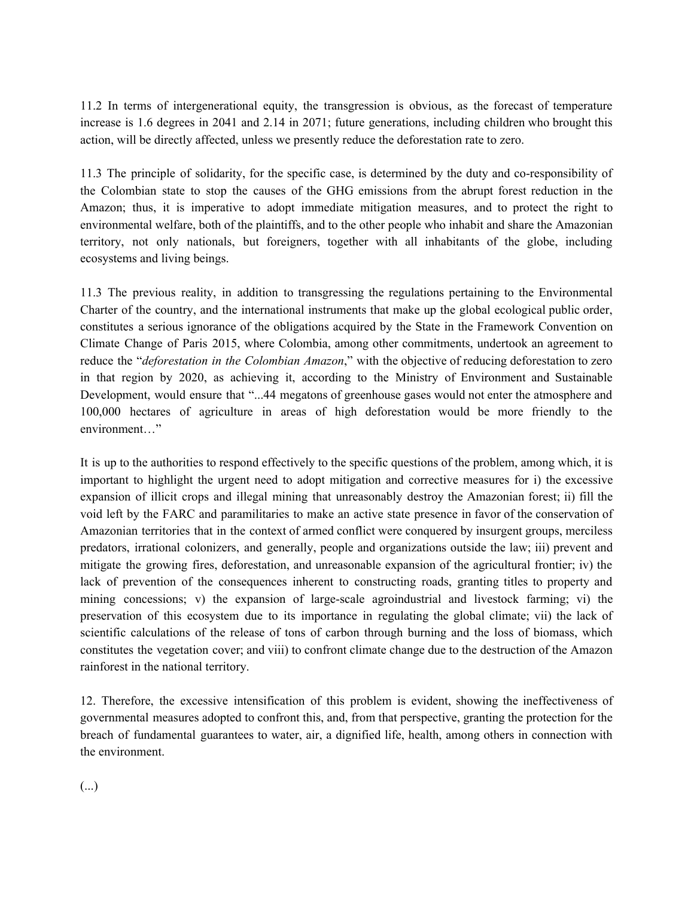11.2 In terms of intergenerational equity, the transgression is obvious, as the forecast of temperature increase is 1.6 degrees in 2041 and 2.14 in 2071; future generations, including children who brought this action, will be directly affected, unless we presently reduce the deforestation rate to zero.

11.3 The principle of solidarity, for the specific case, is determined by the duty and co-responsibility of the Colombian state to stop the causes of the GHG emissions from the abrupt forest reduction in the Amazon; thus, it is imperative to adopt immediate mitigation measures, and to protect the right to environmental welfare, both of the plaintiffs, and to the other people who inhabit and share the Amazonian territory, not only nationals, but foreigners, together with all inhabitants of the globe, including ecosystems and living beings.

11.3 The previous reality, in addition to transgressing the regulations pertaining to the Environmental Charter of the country, and the international instruments that make up the global ecological public order, constitutes a serious ignorance of the obligations acquired by the State in the Framework Convention on Climate Change of Paris 2015, where Colombia, among other commitments, undertook an agreement to reduce the "*deforestation in the Colombian Amazon*," with the objective of reducing deforestation to zero in that region by 2020, as achieving it, according to the Ministry of Environment and Sustainable Development, would ensure that "...44 megatons of greenhouse gases would not enter the atmosphere and 100,000 hectares of agriculture in areas of high deforestation would be more friendly to the environment…"

It is up to the authorities to respond effectively to the specific questions of the problem, among which, it is important to highlight the urgent need to adopt mitigation and corrective measures for i) the excessive expansion of illicit crops and illegal mining that unreasonably destroy the Amazonian forest; ii) fill the void left by the FARC and paramilitaries to make an active state presence in favor of the conservation of Amazonian territories that in the context of armed conflict were conquered by insurgent groups, merciless predators, irrational colonizers, and generally, people and organizations outside the law; iii) prevent and mitigate the growing fires, deforestation, and unreasonable expansion of the agricultural frontier; iv) the lack of prevention of the consequences inherent to constructing roads, granting titles to property and mining concessions; v) the expansion of large-scale agroindustrial and livestock farming; vi) the preservation of this ecosystem due to its importance in regulating the global climate; vii) the lack of scientific calculations of the release of tons of carbon through burning and the loss of biomass, which constitutes the vegetation cover; and viii) to confront climate change due to the destruction of the Amazon rainforest in the national territory.

12. Therefore, the excessive intensification of this problem is evident, showing the ineffectiveness of governmental measures adopted to confront this, and, from that perspective, granting the protection for the breach of fundamental guarantees to water, air, a dignified life, health, among others in connection with the environment.

(...)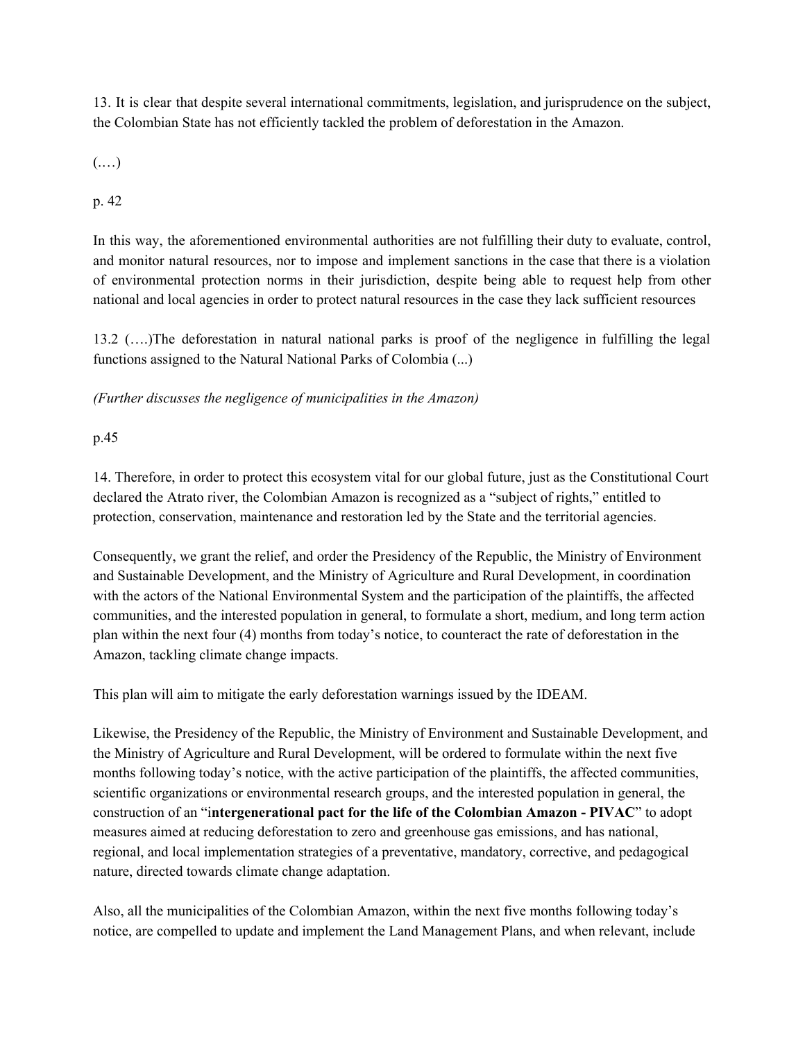13. It is clear that despite several international commitments, legislation, and jurisprudence on the subject, the Colombian State has not efficiently tackled the problem of deforestation in the Amazon.

(.…)

p. 42

In this way, the aforementioned environmental authorities are not fulfilling their duty to evaluate, control, and monitor natural resources, nor to impose and implement sanctions in the case that there is a violation of environmental protection norms in their jurisdiction, despite being able to request help from other national and local agencies in order to protect natural resources in the case they lack sufficient resources

13.2 (….)The deforestation in natural national parks is proof of the negligence in fulfilling the legal functions assigned to the Natural National Parks of Colombia (...)

*(Further discusses the negligence of municipalities in the Amazon)*

p.45

14. Therefore, in order to protect this ecosystem vital for our global future, just as the Constitutional Court declared the Atrato river, the Colombian Amazon is recognized as a "subject of rights," entitled to protection, conservation, maintenance and restoration led by the State and the territorial agencies.

Consequently, we grant the relief, and order the Presidency of the Republic, the Ministry of Environment and Sustainable Development, and the Ministry of Agriculture and Rural Development, in coordination with the actors of the National Environmental System and the participation of the plaintiffs, the affected communities, and the interested population in general, to formulate a short, medium, and long term action plan within the next four (4) months from today's notice, to counteract the rate of deforestation in the Amazon, tackling climate change impacts.

This plan will aim to mitigate the early deforestation warnings issued by the IDEAM.

Likewise, the Presidency of the Republic, the Ministry of Environment and Sustainable Development, and the Ministry of Agriculture and Rural Development, will be ordered to formulate within the next five months following today's notice, with the active participation of the plaintiffs, the affected communities, scientific organizations or environmental research groups, and the interested population in general, the construction of an "i**ntergenerational pact for the life of the Colombian Amazon - PIVAC**" to adopt measures aimed at reducing deforestation to zero and greenhouse gas emissions, and has national, regional, and local implementation strategies of a preventative, mandatory, corrective, and pedagogical nature, directed towards climate change adaptation.

Also, all the municipalities of the Colombian Amazon, within the next five months following today's notice, are compelled to update and implement the Land Management Plans, and when relevant, include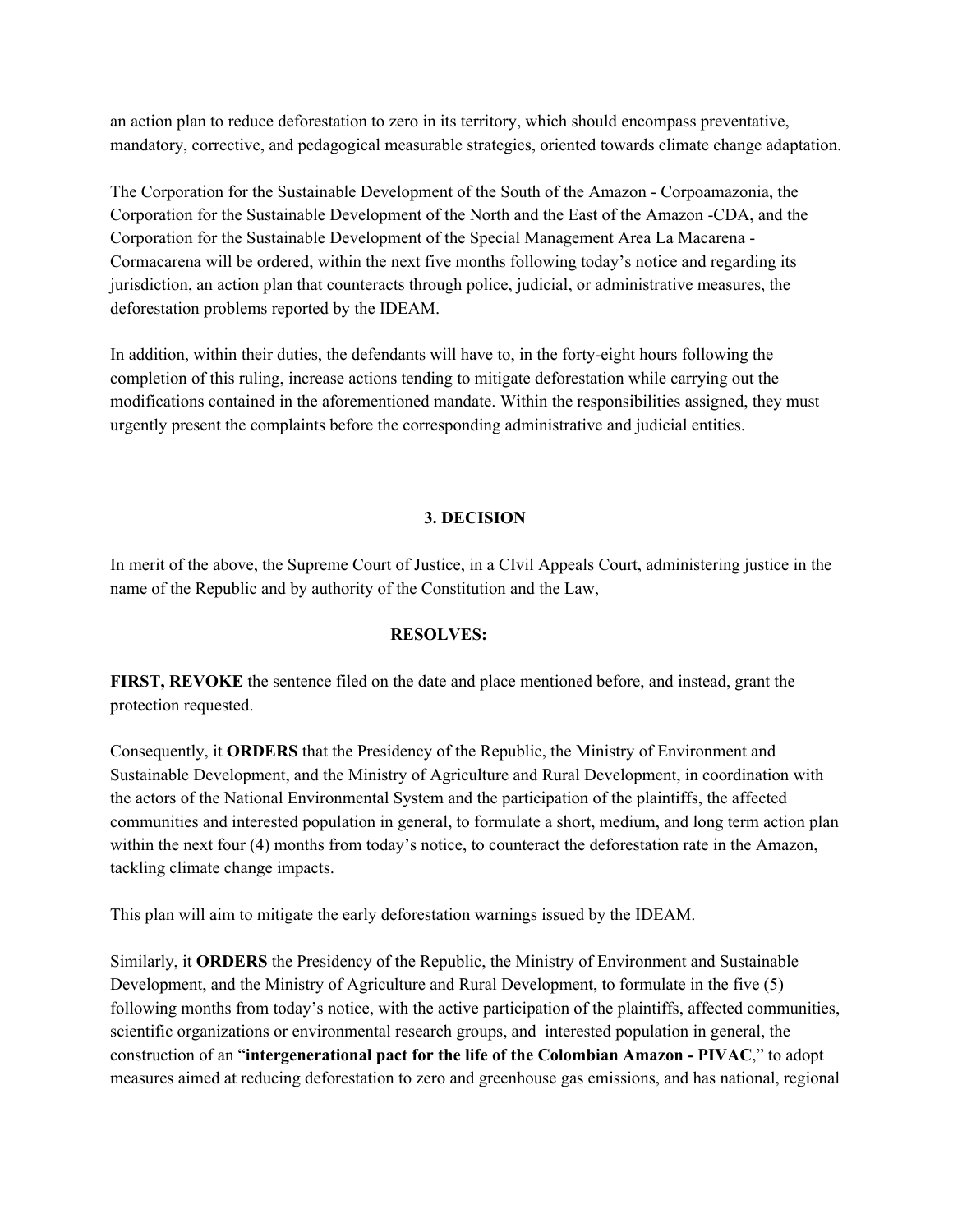an action plan to reduce deforestation to zero in its territory, which should encompass preventative, mandatory, corrective, and pedagogical measurable strategies, oriented towards climate change adaptation.

The Corporation for the Sustainable Development of the South of the Amazon - Corpoamazonia, the Corporation for the Sustainable Development of the North and the East of the Amazon -CDA, and the Corporation for the Sustainable Development of the Special Management Area La Macarena - Cormacarena will be ordered, within the next five months following today's notice and regarding its jurisdiction, an action plan that counteracts through police, judicial, or administrative measures, the deforestation problems reported by the IDEAM.

In addition, within their duties, the defendants will have to, in the forty-eight hours following the completion of this ruling, increase actions tending to mitigate deforestation while carrying out the modifications contained in the aforementioned mandate. Within the responsibilities assigned, they must urgently present the complaints before the corresponding administrative and judicial entities.

## 3. DECISION

In merit of the above, the Supreme Court of Justice, in a CIvil Appeals Court, administering justice in the name of the Republic and by authority of the Constitution and the Law,

**RESOLVES:**

**FIRST, REVOKE** the sentence filed on the date and place mentioned before, and instead, grant the protection requested.

Consequently, it **ORDERS** that the Presidency of the Republic, the Ministry of Environment and Sustainable Development, and the Ministry of Agriculture and Rural Development, in coordination with the actors of the National Environmental System and the participation of the plaintiffs, the affected communities and interested population in general, to formulate a short, medium, and long term action plan within the next four (4) months from today's notice, to counteract the deforestation rate in the Amazon, tackling climate change impacts.

This plan will aim to mitigate the early deforestation warnings issued by the IDEAM.

Similarly, it **ORDERS** the Presidency of the Republic, the Ministry of Environment and Sustainable Development, and the Ministry of Agriculture and Rural Development, to formulate in the five (5) following months from today's notice, with the active participation of the plaintiffs, affected communities, scientific organizations or environmental research groups, and interested population in general, the construction of an "**intergenerational pact for the life of the Colombian Amazon - PIVAC**," to adopt measures aimed at reducing deforestation to zero and greenhouse gas emissions, and has national, regional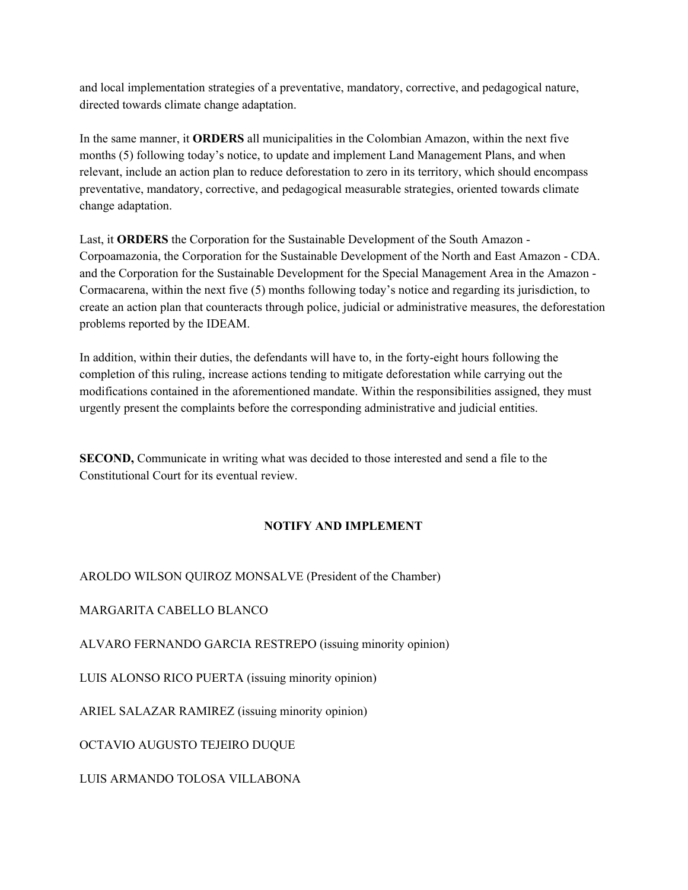and local implementation strategies of a preventative, mandatory, corrective, and pedagogical nature, directed towards climate change adaptation.

In the same manner, it **ORDERS** all municipalities in the Colombian Amazon, within the next five months (5) following today's notice, to update and implement Land Management Plans, and when relevant, include an action plan to reduce deforestation to zero in its territory, which should encompass preventative, mandatory, corrective, and pedagogical measurable strategies, oriented towards climate change adaptation.

Last, it **ORDERS** the Corporation for the Sustainable Development of the South Amazon - Corpoamazonia, the Corporation for the Sustainable Development of the North and East Amazon - CDA. and the Corporation for the Sustainable Development for the Special Management Area in the Amazon - Cormacarena, within the next five (5) months following today's notice and regarding its jurisdiction, to create an action plan that counteracts through police, judicial or administrative measures, the deforestation problems reported by the IDEAM.

In addition, within their duties, the defendants will have to, in the forty-eight hours following the completion of this ruling, increase actions tending to mitigate deforestation while carrying out the modifications contained in the aforementioned mandate. Within the responsibilities assigned, they must urgently present the complaints before the corresponding administrative and judicial entities.

**SECOND,** Communicate in writing what was decided to those interested and send a file to the Constitutional Court for its eventual review.

**NOTIFY AND IMPLEMENT**

AROLDO WILSON QUIROZ MONSALVE (President of the Chamber)

MARGARITA CABELLO BLANCO

ALVARO FERNANDO GARCIA RESTREPO (issuing minority opinion)

LUIS ALONSO RICO PUERTA (issuing minority opinion)

ARIEL SALAZAR RAMIREZ (issuing minority opinion)

OCTAVIO AUGUSTO TEJEIRO DUQUE

LUIS ARMANDO TOLOSA VILLABONA